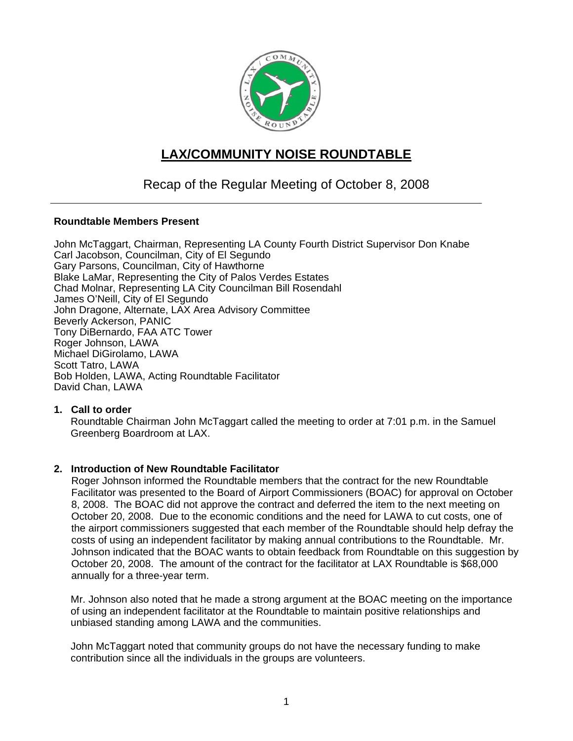# LAX/COMMUNITY NOISE ROUNDTABLE

## Recap of the Regular Meeting of October 8, 2008

---

**Roundtable Members Present**

John McTaggart, Chairman, Representing LA County Fourth District Supervisor Don Knabe
Carl Jacobson, Councilman, City of El Segundo
Gary Parsons, Councilman, City of Hawthorne
Blake LaMar, Representing the City of Palos Verdes Estates
Chad Molnar, Representing LA City Councilman Bill Rosendahl
James O'Neill, City of El Segundo
John Dragone, Alternate, LAX Area Advisory Committee
Beverly Ackerson, PANIC
Tony DiBernardo, FAA ATC Tower
Roger Johnson, LAWA
Michael DiGirolamo, LAWA
Scott Tatro, LAWA
Bob Holden, LAWA, Acting Roundtable Facilitator
David Chan, LAWA

**1. Call to order**

Roundtable Chairman John McTaggart called the meeting to order at 7:01 p.m. in the Samuel Greenberg Boardroom at LAX.

**2. Introduction of New Roundtable Facilitator**

Roger Johnson informed the Roundtable members that the contract for the new Roundtable Facilitator was presented to the Board of Airport Commissioners (BOAC) for approval on October 8, 2008. The BOAC did not approve the contract and deferred the item to the next meeting on October 20, 2008. Due to the economic conditions and the need for LAWA to cut costs, one of the airport commissioners suggested that each member of the Roundtable should help defray the costs of using an independent facilitator by making annual contributions to the Roundtable. Mr. Johnson indicated that the BOAC wants to obtain feedback from Roundtable on this suggestion by October 20, 2008. The amount of the contract for the facilitator at LAX Roundtable is $68,000 annually for a three-year term.

Mr. Johnson also noted that he made a strong argument at the BOAC meeting on the importance of using an independent facilitator at the Roundtable to maintain positive relationships and unbiased standing among LAWA and the communities.

John McTaggart noted that community groups do not have the necessary funding to make contribution since all the individuals in the groups are volunteers.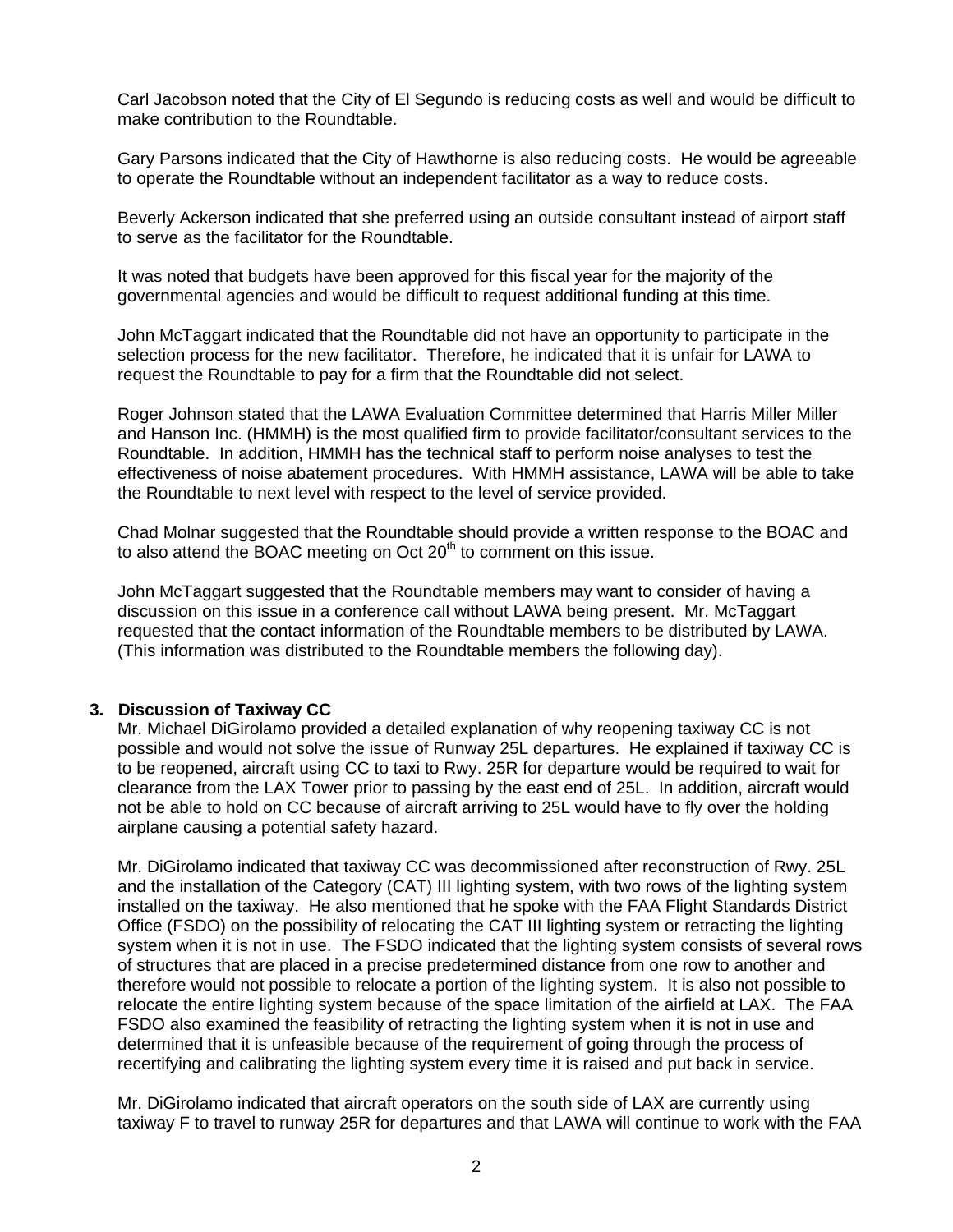Carl Jacobson noted that the City of El Segundo is reducing costs as well and would be difficult to make contribution to the Roundtable.

Gary Parsons indicated that the City of Hawthorne is also reducing costs. He would be agreeable to operate the Roundtable without an independent facilitator as a way to reduce costs.

Beverly Ackerson indicated that she preferred using an outside consultant instead of airport staff to serve as the facilitator for the Roundtable.

It was noted that budgets have been approved for this fiscal year for the majority of the governmental agencies and would be difficult to request additional funding at this time.

John McTaggart indicated that the Roundtable did not have an opportunity to participate in the selection process for the new facilitator. Therefore, he indicated that it is unfair for LAWA to request the Roundtable to pay for a firm that the Roundtable did not select.

Roger Johnson stated that the LAWA Evaluation Committee determined that Harris Miller Miller and Hanson Inc. (HMMH) is the most qualified firm to provide facilitator/consultant services to the Roundtable. In addition, HMMH has the technical staff to perform noise analyses to test the effectiveness of noise abatement procedures. With HMMH assistance, LAWA will be able to take the Roundtable to next level with respect to the level of service provided.

Chad Molnar suggested that the Roundtable should provide a written response to the BOAC and to also attend the BOAC meeting on Oct 20th to comment on this issue.

John McTaggart suggested that the Roundtable members may want to consider of having a discussion on this issue in a conference call without LAWA being present. Mr. McTaggart requested that the contact information of the Roundtable members to be distributed by LAWA. (This information was distributed to the Roundtable members the following day).

**3. Discussion of Taxiway CC**

Mr. Michael DiGirolamo provided a detailed explanation of why reopening taxiway CC is not possible and would not solve the issue of Runway 25L departures. He explained if taxiway CC is to be reopened, aircraft using CC to taxi to Rwy. 25R for departure would be required to wait for clearance from the LAX Tower prior to passing by the east end of 25L. In addition, aircraft would not be able to hold on CC because of aircraft arriving to 25L would have to fly over the holding airplane causing a potential safety hazard.

Mr. DiGirolamo indicated that taxiway CC was decommissioned after reconstruction of Rwy. 25L and the installation of the Category (CAT) III lighting system, with two rows of the lighting system installed on the taxiway. He also mentioned that he spoke with the FAA Flight Standards District Office (FSDO) on the possibility of relocating the CAT III lighting system or retracting the lighting system when it is not in use. The FSDO indicated that the lighting system consists of several rows of structures that are placed in a precise predetermined distance from one row to another and therefore would not possible to relocate a portion of the lighting system. It is also not possible to relocate the entire lighting system because of the space limitation of the airfield at LAX. The FAA FSDO also examined the feasibility of retracting the lighting system when it is not in use and determined that it is unfeasible because of the requirement of going through the process of recertifying and calibrating the lighting system every time it is raised and put back in service.

Mr. DiGirolamo indicated that aircraft operators on the south side of LAX are currently using taxiway F to travel to runway 25R for departures and that LAWA will continue to work with the FAA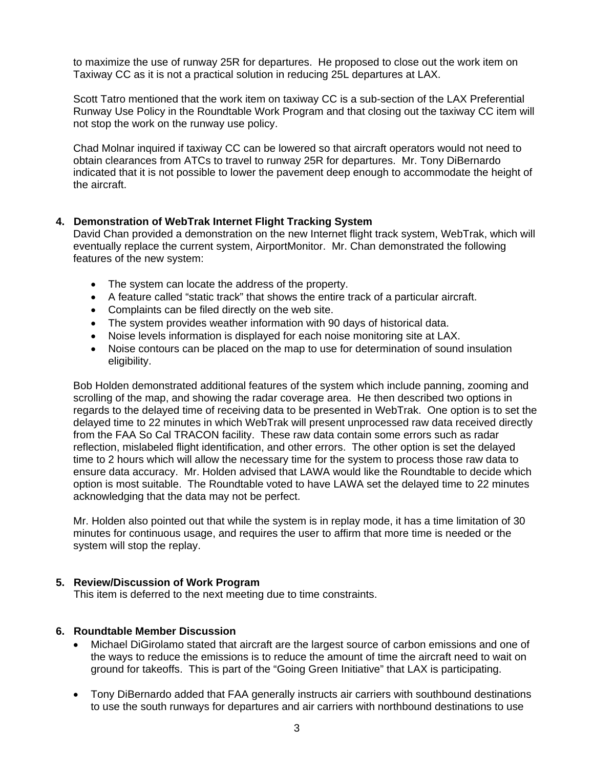to maximize the use of runway 25R for departures. He proposed to close out the work item on Taxiway CC as it is not a practical solution in reducing 25L departures at LAX.

Scott Tatro mentioned that the work item on taxiway CC is a sub-section of the LAX Preferential Runway Use Policy in the Roundtable Work Program and that closing out the taxiway CC item will not stop the work on the runway use policy.

Chad Molnar inquired if taxiway CC can be lowered so that aircraft operators would not need to obtain clearances from ATCs to travel to runway 25R for departures. Mr. Tony DiBernardo indicated that it is not possible to lower the pavement deep enough to accommodate the height of the aircraft.

**4. Demonstration of WebTrak Internet Flight Tracking System**

David Chan provided a demonstration on the new Internet flight track system, WebTrak, which will eventually replace the current system, AirportMonitor. Mr. Chan demonstrated the following features of the new system:

- The system can locate the address of the property.
- A feature called "static track" that shows the entire track of a particular aircraft.
- Complaints can be filed directly on the web site.
- The system provides weather information with 90 days of historical data.
- Noise levels information is displayed for each noise monitoring site at LAX.
- Noise contours can be placed on the map to use for determination of sound insulation eligibility.

Bob Holden demonstrated additional features of the system which include panning, zooming and scrolling of the map, and showing the radar coverage area. He then described two options in regards to the delayed time of receiving data to be presented in WebTrak. One option is to set the delayed time to 22 minutes in which WebTrak will present unprocessed raw data received directly from the FAA So Cal TRACON facility. These raw data contain some errors such as radar reflection, mislabeled flight identification, and other errors. The other option is set the delayed time to 2 hours which will allow the necessary time for the system to process those raw data to ensure data accuracy. Mr. Holden advised that LAWA would like the Roundtable to decide which option is most suitable. The Roundtable voted to have LAWA set the delayed time to 22 minutes acknowledging that the data may not be perfect.

Mr. Holden also pointed out that while the system is in replay mode, it has a time limitation of 30 minutes for continuous usage, and requires the user to affirm that more time is needed or the system will stop the replay.

**5. Review/Discussion of Work Program**

This item is deferred to the next meeting due to time constraints.

**6. Roundtable Member Discussion**

- Michael DiGirolamo stated that aircraft are the largest source of carbon emissions and one of the ways to reduce the emissions is to reduce the amount of time the aircraft need to wait on ground for takeoffs. This is part of the "Going Green Initiative" that LAX is participating.

- Tony DiBernardo added that FAA generally instructs air carriers with southbound destinations to use the south runways for departures and air carriers with northbound destinations to use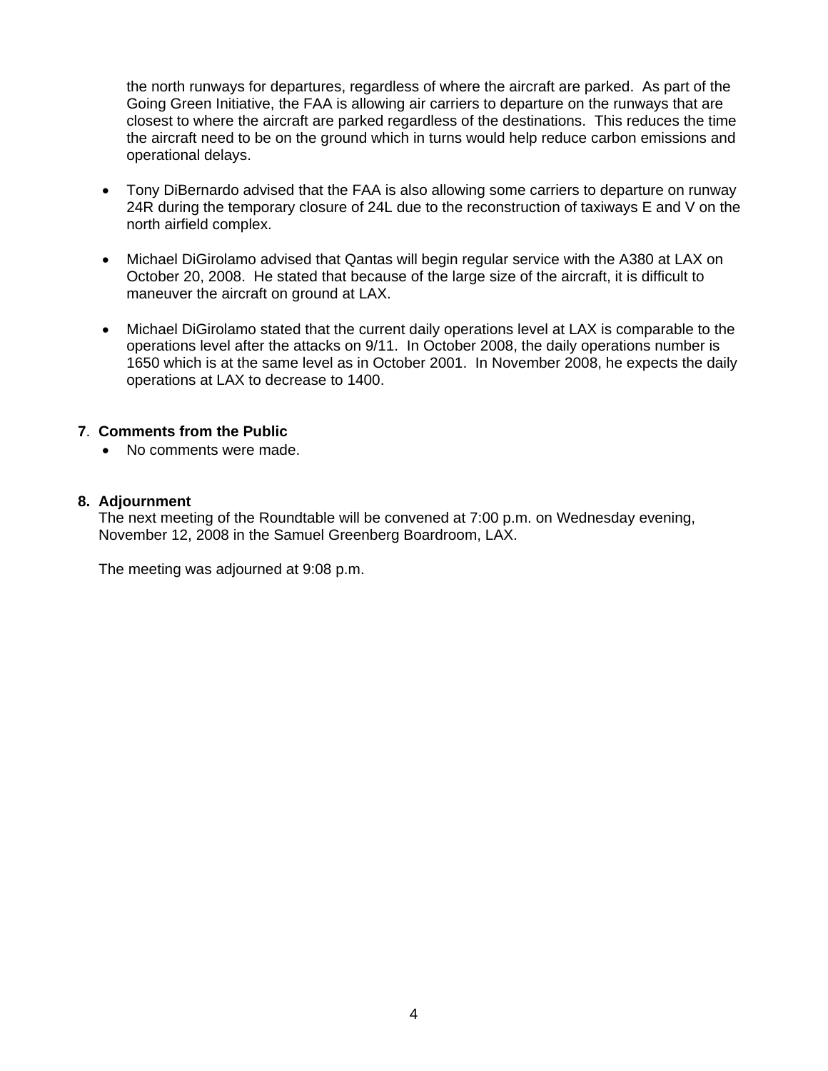the north runways for departures, regardless of where the aircraft are parked. As part of the Going Green Initiative, the FAA is allowing air carriers to departure on the runways that are closest to where the aircraft are parked regardless of the destinations. This reduces the time the aircraft need to be on the ground which in turns would help reduce carbon emissions and operational delays.

- Tony DiBernardo advised that the FAA is also allowing some carriers to departure on runway 24R during the temporary closure of 24L due to the reconstruction of taxiways E and V on the north airfield complex.

- Michael DiGirolamo advised that Qantas will begin regular service with the A380 at LAX on October 20, 2008. He stated that because of the large size of the aircraft, it is difficult to maneuver the aircraft on ground at LAX.

- Michael DiGirolamo stated that the current daily operations level at LAX is comparable to the operations level after the attacks on 9/11. In October 2008, the daily operations number is 1650 which is at the same level as in October 2001. In November 2008, he expects the daily operations at LAX to decrease to 1400.

**7. Comments from the Public**

- No comments were made.

**8. Adjournment**

The next meeting of the Roundtable will be convened at 7:00 p.m. on Wednesday evening, November 12, 2008 in the Samuel Greenberg Boardroom, LAX.

The meeting was adjourned at 9:08 p.m.